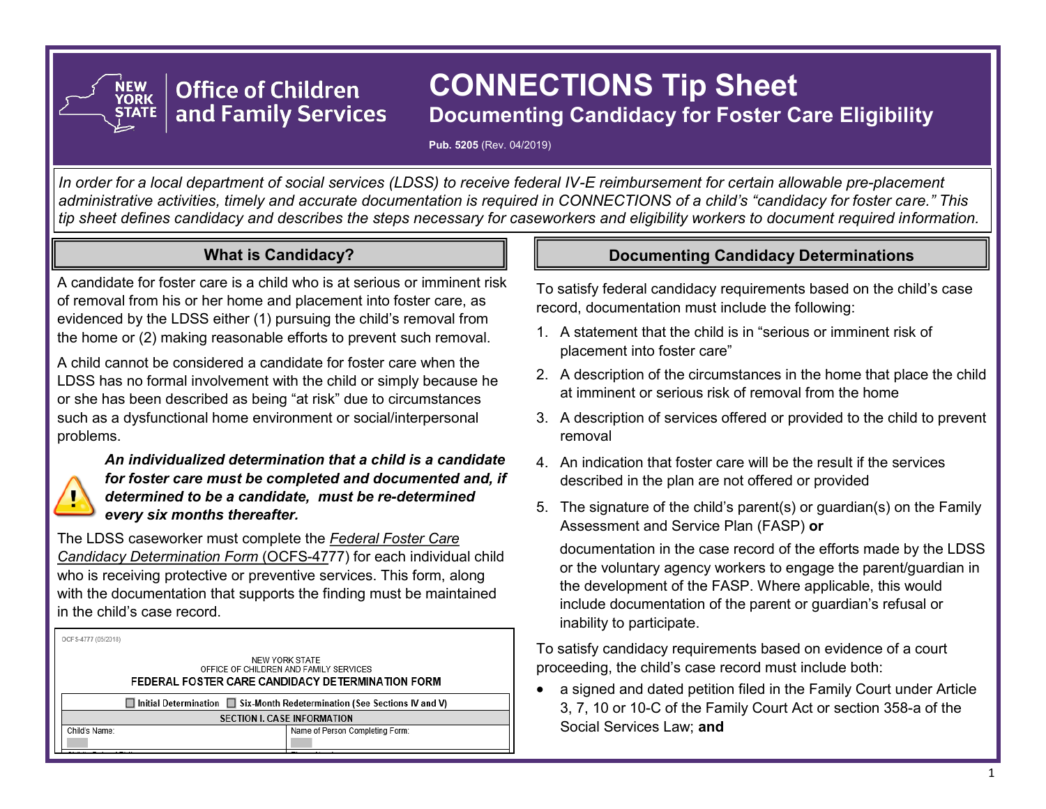# CONNECTIONS Tip Sheet

## Documenting Candidacy for Foster Care Eligibility

Office of Children and Family Services

**Pub. 5205** (Rev. 04/2019)

*In order for a local department of social services (LDSS) to receive federal IV-E reimbursement for certain allowable pre-placement administrative activities, timely and accurate documentation is required in CONNECTIONS of a child's "candidacy for foster care." This tip sheet defines candidacy and describes the steps necessary for caseworkers and eligibility workers to document required information.*

### What is Candidacy?

A candidate for foster care is a child who is at serious or imminent risk of removal from his or her home and placement into foster care, as evidenced by the LDSS either (1) pursuing the child's removal from the home or (2) making reasonable efforts to prevent such removal.

A child cannot be considered a candidate for foster care when the LDSS has no formal involvement with the child or simply because he or she has been described as being "at risk" due to circumstances such as a dysfunctional home environment or social/interpersonal problems.

***An individualized determination that a child is a candidate for foster care must be completed and documented and, if determined to be a candidate, must be re-determined every six months thereafter.***

The LDSS caseworker must complete the *Federal Foster Care Candidacy Determination Form* (OCFS-4777) for each individual child who is receiving protective or preventive services. This form, along with the documentation that supports the finding must be maintained in the child's case record.

OCFS-4777 (05/2018)

NEW YORK STATE
OFFICE OF CHILDREN AND FAMILY SERVICES
**FEDERAL FOSTER CARE CANDIDACY DETERMINATION FORM**

| ☐ Initial Determination ☐ Six-Month Redetermination (See Sections IV and V) | |
|---|---|
| SECTION I. CASE INFORMATION | |
| Child's Name: | Name of Person Completing Form: |

### Documenting Candidacy Determinations

To satisfy federal candidacy requirements based on the child's case record, documentation must include the following:

1. A statement that the child is in "serious or imminent risk of placement into foster care"
2. A description of the circumstances in the home that place the child at imminent or serious risk of removal from the home
3. A description of services offered or provided to the child to prevent removal
4. An indication that foster care will be the result if the services described in the plan are not offered or provided
5. The signature of the child's parent(s) or guardian(s) on the Family Assessment and Service Plan (FASP) **or**

   documentation in the case record of the efforts made by the LDSS or the voluntary agency workers to engage the parent/guardian in the development of the FASP. Where applicable, this would include documentation of the parent or guardian's refusal or inability to participate.

To satisfy candidacy requirements based on evidence of a court proceeding, the child's case record must include both:

- a signed and dated petition filed in the Family Court under Article 3, 7, 10 or 10-C of the Family Court Act or section 358-a of the Social Services Law; **and**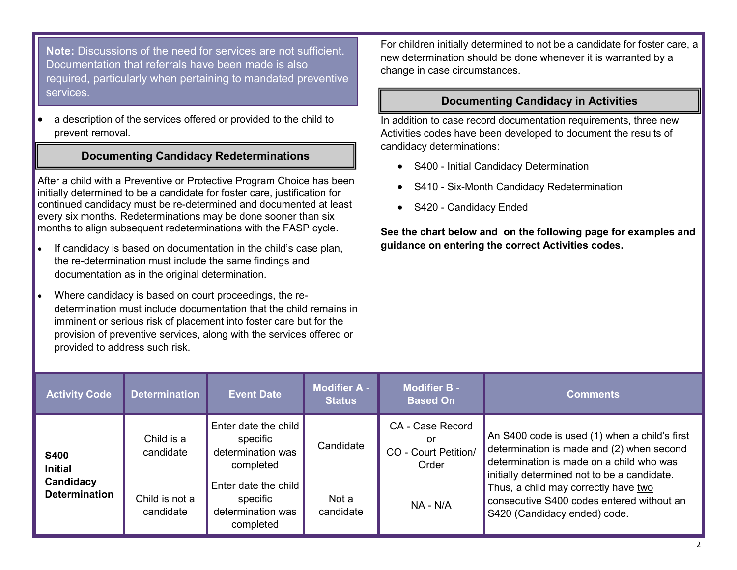> **Note:** Discussions of the need for services are not sufficient. Documentation that referrals have been made is also required, particularly when pertaining to mandated preventive services.

- a description of the services offered or provided to the child to prevent removal.

## Documenting Candidacy Redeterminations

After a child with a Preventive or Protective Program Choice has been initially determined to be a candidate for foster care, justification for continued candidacy must be re-determined and documented at least every six months. Redeterminations may be done sooner than six months to align subsequent redeterminations with the FASP cycle.

- If candidacy is based on documentation in the child's case plan, the re-determination must include the same findings and documentation as in the original determination.
- Where candidacy is based on court proceedings, the re-determination must include documentation that the child remains in imminent or serious risk of placement into foster care but for the provision of preventive services, along with the services offered or provided to address such risk.

For children initially determined to not be a candidate for foster care, a new determination should be done whenever it is warranted by a change in case circumstances.

## Documenting Candidacy in Activities

In addition to case record documentation requirements, three new Activities codes have been developed to document the results of candidacy determinations:

- S400 - Initial Candidacy Determination
- S410 - Six-Month Candidacy Redetermination
- S420 - Candidacy Ended

**See the chart below and  on the following page for examples and guidance on entering the correct Activities codes.**

| Activity Code | Determination | Event Date | Modifier A - Status | Modifier B - Based On | Comments |
|---|---|---|---|---|---|
| **S400 Initial Candidacy Determination** | Child is a candidate | Enter date the child specific determination was completed | Candidate | CA - Case Record or CO - Court Petition/ Order | An S400 code is used (1) when a child's first determination is made and (2) when second determination is made on a child who was initially determined not to be a candidate. Thus, a child may correctly have two consecutive S400 codes entered without an S420 (Candidacy ended) code. |
| | Child is not a candidate | Enter date the child specific determination was completed | Not a candidate | NA - N/A | |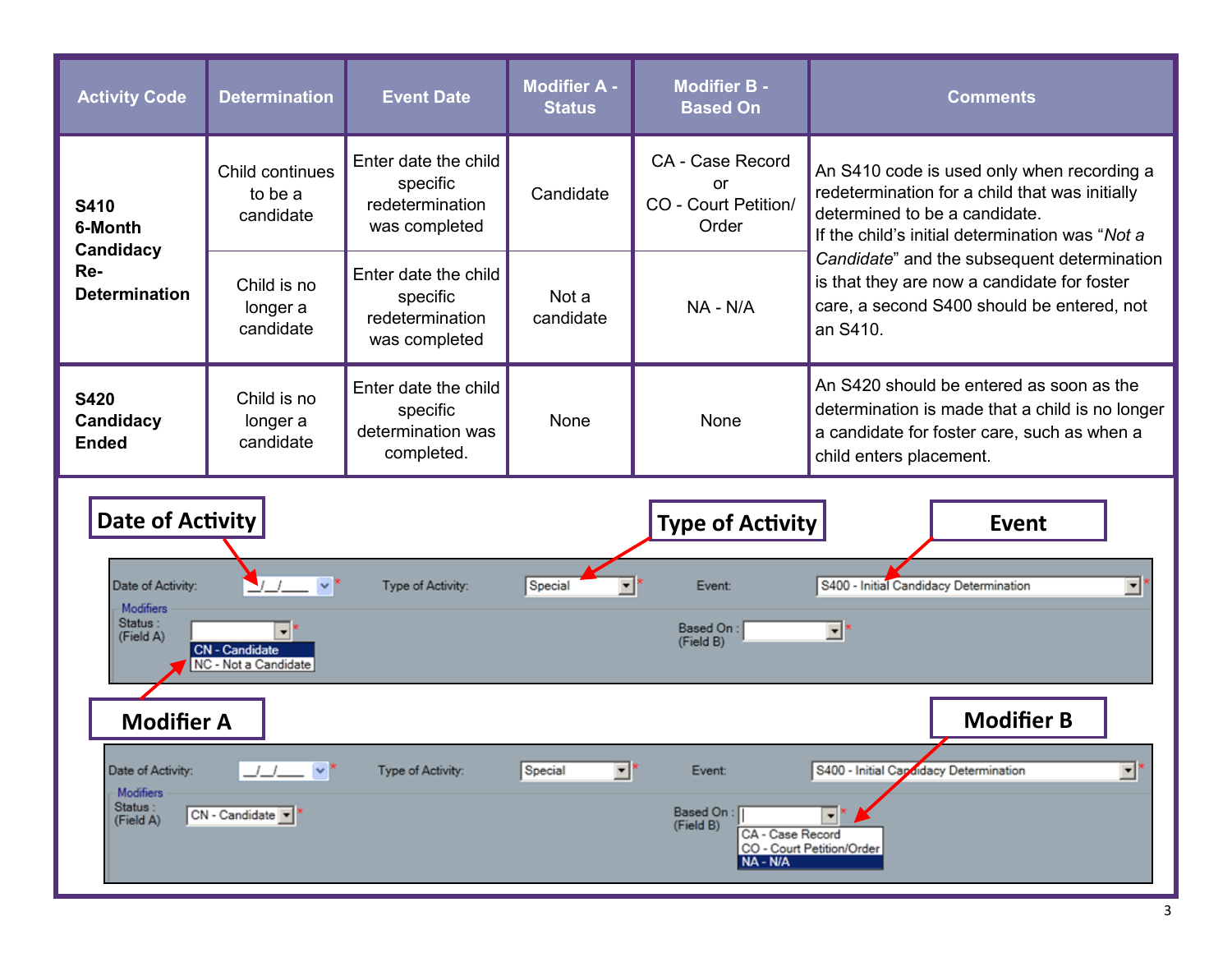| Activity Code | Determination | Event Date | Modifier A - Status | Modifier B - Based On | Comments |
|---|---|---|---|---|---|
| **S410 6-Month Candidacy Re-Determination** | Child continues to be a candidate | Enter date the child specific redetermination was completed | Candidate | CA - Case Record or CO - Court Petition/ Order | An S410 code is used only when recording a redetermination for a child that was initially determined to be a candidate. If the child's initial determination was "*Not a Candidate*" and the subsequent determination is that they are now a candidate for foster care, a second S400 should be entered, not an S410. |
| | Child is no longer a candidate | Enter date the child specific redetermination was completed | Not a candidate | NA - N/A | |
| **S420 Candidacy Ended** | Child is no longer a candidate | Enter date the child specific determination was completed. | None | None | An S420 should be entered as soon as the determination is made that a child is no longer a candidate for foster care, such as when a child enters placement. |

**Date of Activity** → Date of Activity: __/__/____ *

**Type of Activity** → Type of Activity: Special *

**Event** → Event: S400 - Initial Candidacy Determination *

**Modifier A** → Modifiers — Status : (Field A): CN - Candidate / NC - Not a Candidate *

**Modifier B** → Based On : (Field B): CA - Case Record / CO - Court Petition/Order / NA - N/A *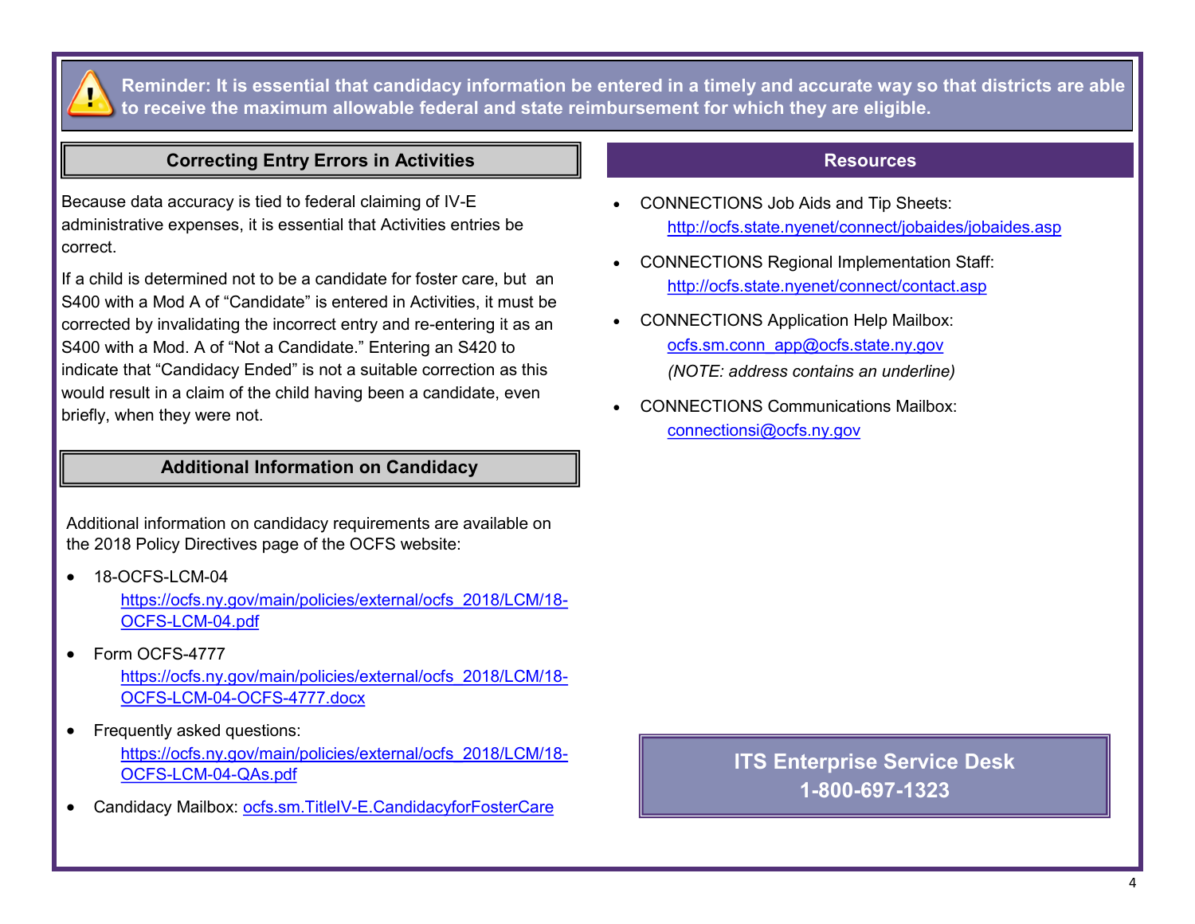**Reminder: It is essential that candidacy information be entered in a timely and accurate way so that districts are able to receive the maximum allowable federal and state reimbursement for which they are eligible.**

## Correcting Entry Errors in Activities

Because data accuracy is tied to federal claiming of IV-E administrative expenses, it is essential that Activities entries be correct.

If a child is determined not to be a candidate for foster care, but an S400 with a Mod A of “Candidate” is entered in Activities, it must be corrected by invalidating the incorrect entry and re-entering it as an S400 with a Mod. A of “Not a Candidate.” Entering an S420 to indicate that “Candidacy Ended” is not a suitable correction as this would result in a claim of the child having been a candidate, even briefly, when they were not.

## Additional Information on Candidacy

Additional information on candidacy requirements are available on the 2018 Policy Directives page of the OCFS website:

- 18-OCFS-LCM-04
  https://ocfs.ny.gov/main/policies/external/ocfs_2018/LCM/18-OCFS-LCM-04.pdf
- Form OCFS-4777
  https://ocfs.ny.gov/main/policies/external/ocfs_2018/LCM/18-OCFS-LCM-04-OCFS-4777.docx
- Frequently asked questions:
  https://ocfs.ny.gov/main/policies/external/ocfs_2018/LCM/18-OCFS-LCM-04-QAs.pdf
- Candidacy Mailbox: ocfs.sm.TitleIV-E.CandidacyforFosterCare

## Resources

- CONNECTIONS Job Aids and Tip Sheets:
  http://ocfs.state.nyenet/connect/jobaides/jobaides.asp
- CONNECTIONS Regional Implementation Staff:
  http://ocfs.state.nyenet/connect/contact.asp
- CONNECTIONS Application Help Mailbox:
  ocfs.sm.conn_app@ocfs.state.ny.gov
  *(NOTE: address contains an underline)*
- CONNECTIONS Communications Mailbox:
  connectionsi@ocfs.ny.gov

**ITS Enterprise Service Desk**
**1-800-697-1323**